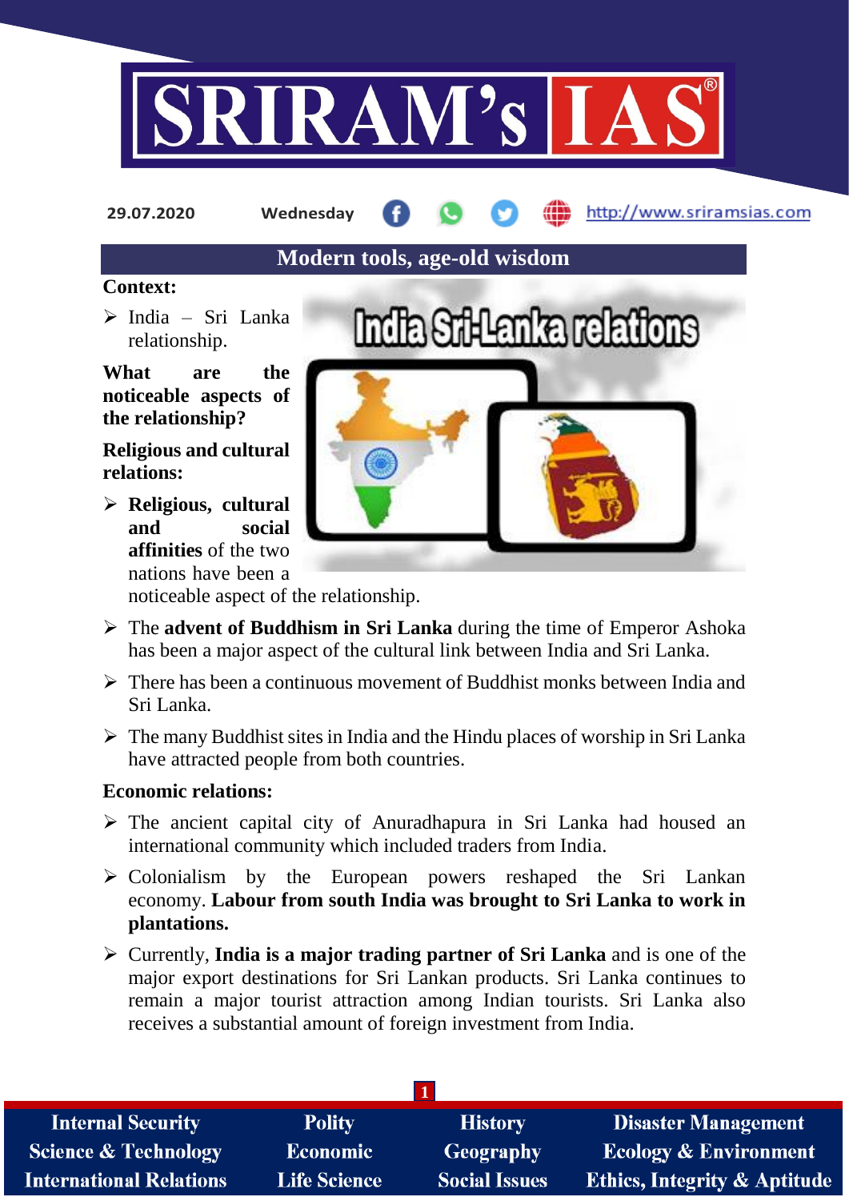# SRIRAM's IAS

29.07.2020 Wednesday http://www.sriramsias.com

## Modern tools, age-old wisdom

**Context:**

- India – Sri Lanka relationship.

**What are the noticeable aspects of the relationship?**

**Religious and cultural relations:**

- **Religious, cultural and social affinities** of the two nations have been a noticeable aspect of the relationship.
- The **advent of Buddhism in Sri Lanka** during the time of Emperor Ashoka has been a major aspect of the cultural link between India and Sri Lanka.
- There has been a continuous movement of Buddhist monks between India and Sri Lanka.
- The many Buddhist sites in India and the Hindu places of worship in Sri Lanka have attracted people from both countries.

**Economic relations:**

- The ancient capital city of Anuradhapura in Sri Lanka had housed an international community which included traders from India.
- Colonialism by the European powers reshaped the Sri Lankan economy. **Labour from south India was brought to Sri Lanka to work in plantations.**
- Currently, **India is a major trading partner of Sri Lanka** and is one of the major export destinations for Sri Lankan products. Sri Lanka continues to remain a major tourist attraction among Indian tourists. Sri Lanka also receives a substantial amount of foreign investment from India.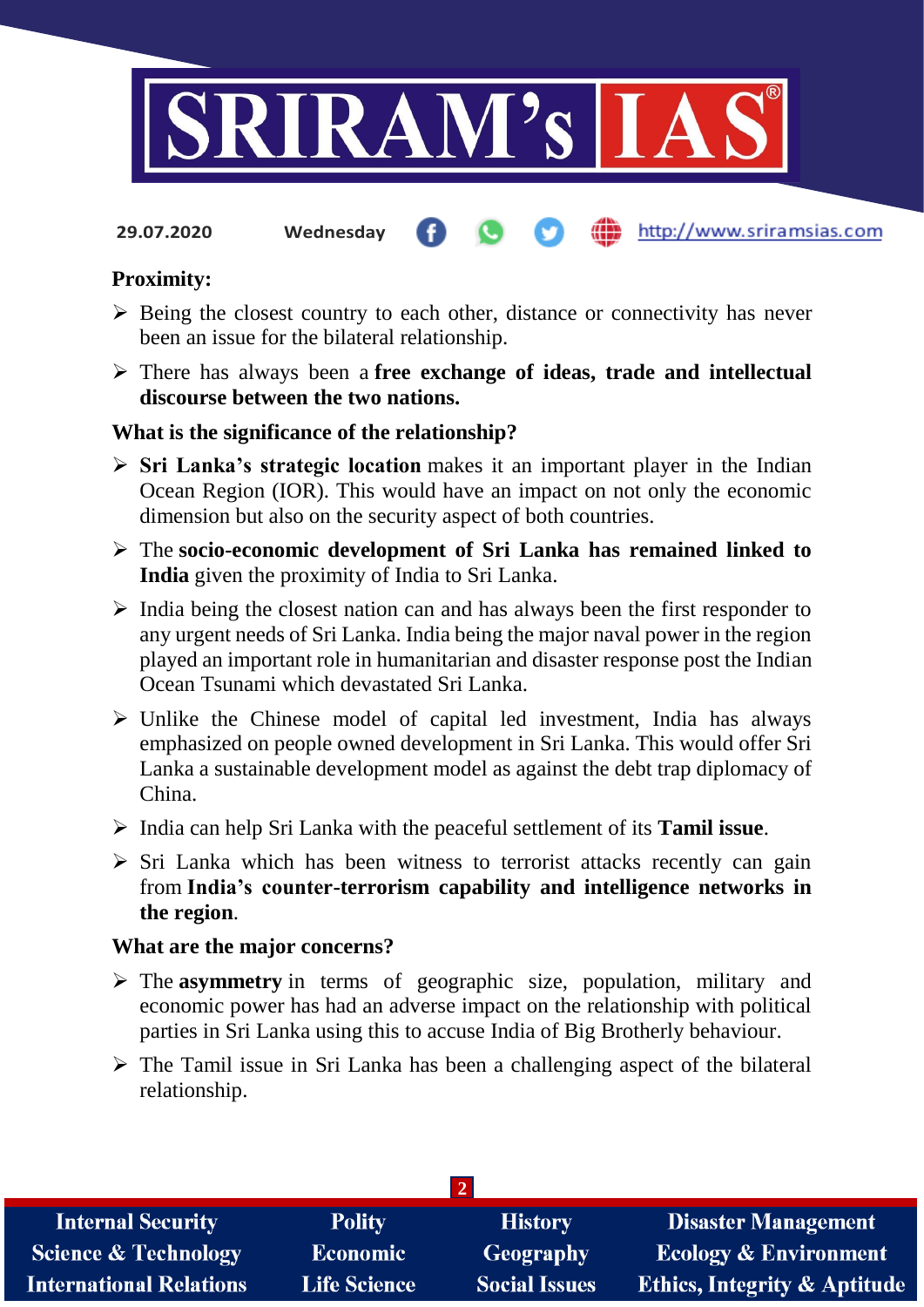### Proximity:

- Being the closest country to each other, distance or connectivity has never been an issue for the bilateral relationship.
- There has always been a **free exchange of ideas, trade and intellectual discourse between the two nations.**

### What is the significance of the relationship?

- **Sri Lanka's strategic location** makes it an important player in the Indian Ocean Region (IOR). This would have an impact on not only the economic dimension but also on the security aspect of both countries.
- The **socio-economic development of Sri Lanka has remained linked to India** given the proximity of India to Sri Lanka.
- India being the closest nation can and has always been the first responder to any urgent needs of Sri Lanka. India being the major naval power in the region played an important role in humanitarian and disaster response post the Indian Ocean Tsunami which devastated Sri Lanka.
- Unlike the Chinese model of capital led investment, India has always emphasized on people owned development in Sri Lanka. This would offer Sri Lanka a sustainable development model as against the debt trap diplomacy of China.
- India can help Sri Lanka with the peaceful settlement of its **Tamil issue**.
- Sri Lanka which has been witness to terrorist attacks recently can gain from **India's counter-terrorism capability and intelligence networks in the region**.

### What are the major concerns?

- The **asymmetry** in terms of geographic size, population, military and economic power has had an adverse impact on the relationship with political parties in Sri Lanka using this to accuse India of Big Brotherly behaviour.
- The Tamil issue in Sri Lanka has been a challenging aspect of the bilateral relationship.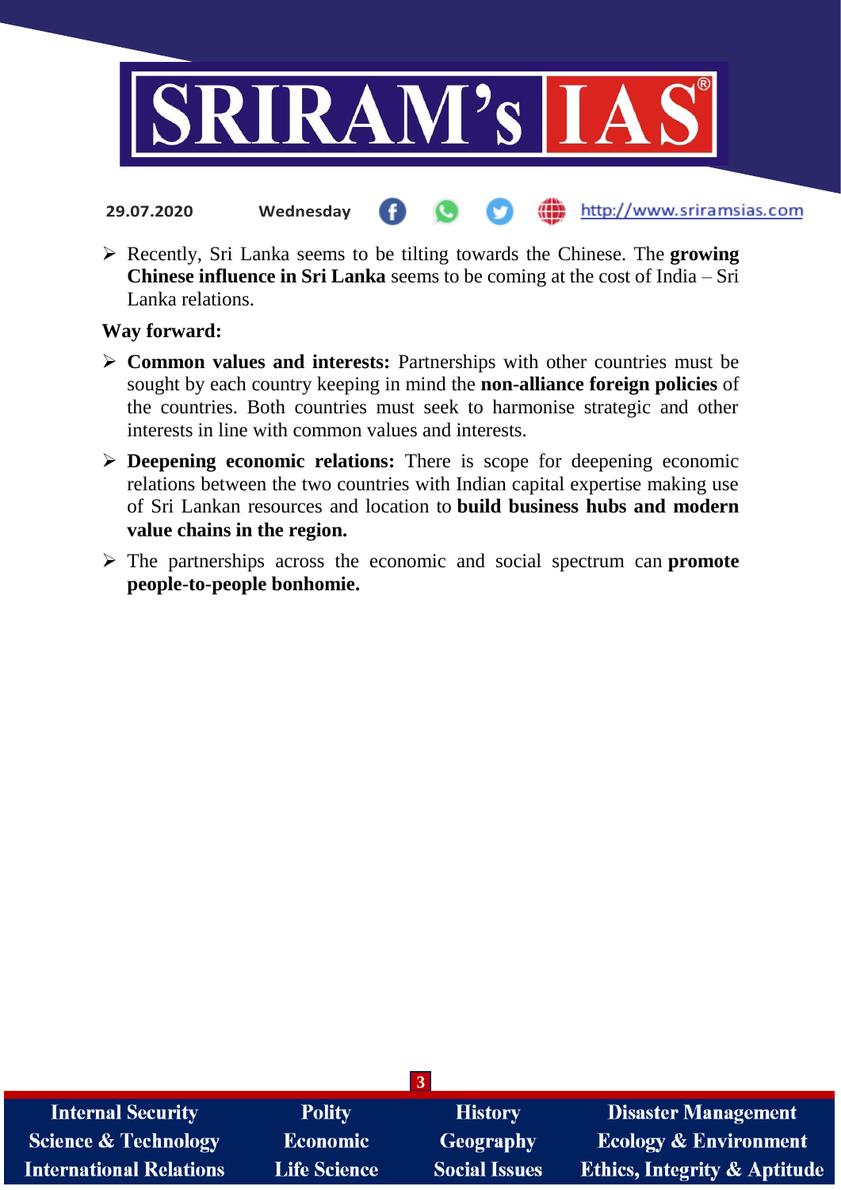- Recently, Sri Lanka seems to be tilting towards the Chinese. The **growing Chinese influence in Sri Lanka** seems to be coming at the cost of India – Sri Lanka relations.

**Way forward:**

- **Common values and interests:** Partnerships with other countries must be sought by each country keeping in mind the **non-alliance foreign policies** of the countries. Both countries must seek to harmonise strategic and other interests in line with common values and interests.
- **Deepening economic relations:** There is scope for deepening economic relations between the two countries with Indian capital expertise making use of Sri Lankan resources and location to **build business hubs and modern value chains in the region.**
- The partnerships across the economic and social spectrum can **promote people-to-people bonhomie.**